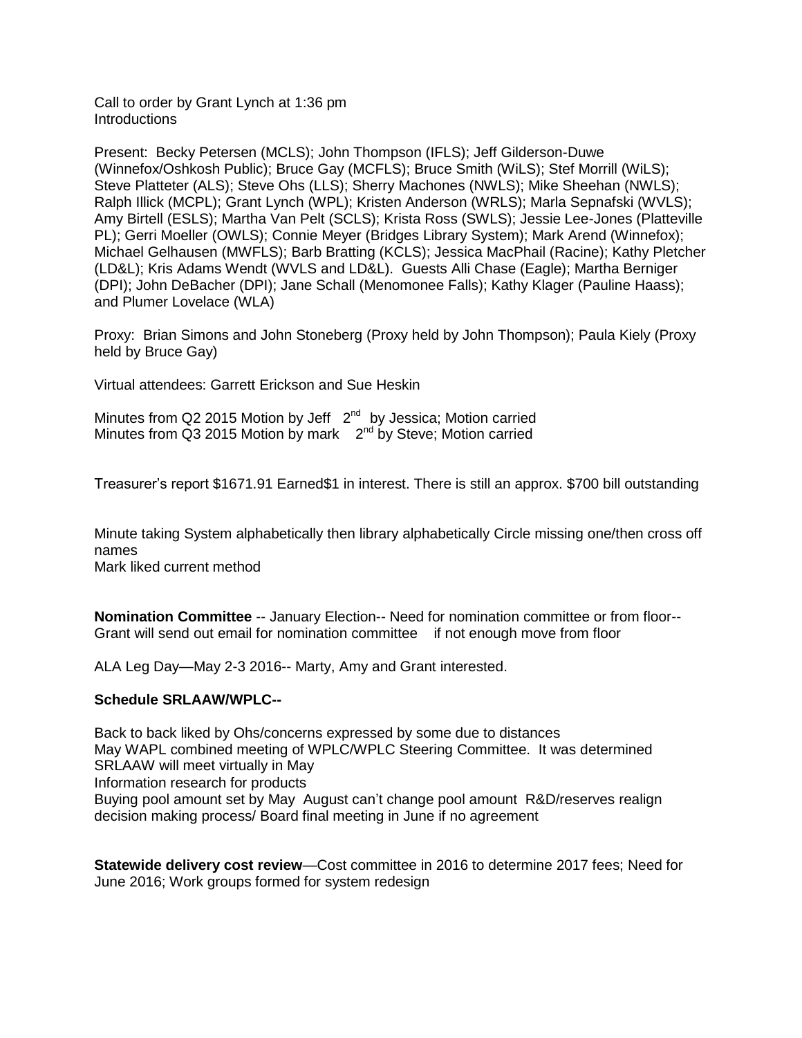Call to order by Grant Lynch at 1:36 pm
Introductions

Present: Becky Petersen (MCLS); John Thompson (IFLS); Jeff Gilderson-Duwe (Winnefox/Oshkosh Public); Bruce Gay (MCFLS); Bruce Smith (WiLS); Stef Morrill (WiLS); Steve Platteter (ALS); Steve Ohs (LLS); Sherry Machones (NWLS); Mike Sheehan (NWLS); Ralph Illick (MCPL); Grant Lynch (WPL); Kristen Anderson (WRLS); Marla Sepnafski (WVLS); Amy Birtell (ESLS); Martha Van Pelt (SCLS); Krista Ross (SWLS); Jessie Lee-Jones (Platteville PL); Gerri Moeller (OWLS); Connie Meyer (Bridges Library System); Mark Arend (Winnefox); Michael Gelhausen (MWFLS); Barb Bratting (KCLS); Jessica MacPhail (Racine); Kathy Pletcher (LD&L); Kris Adams Wendt (WVLS and LD&L). Guests Alli Chase (Eagle); Martha Berniger (DPI); John DeBacher (DPI); Jane Schall (Menomonee Falls); Kathy Klager (Pauline Haass); and Plumer Lovelace (WLA)

Proxy: Brian Simons and John Stoneberg (Proxy held by John Thompson); Paula Kiely (Proxy held by Bruce Gay)

Virtual attendees: Garrett Erickson and Sue Heskin

Minutes from Q2 2015 Motion by Jeff 2nd by Jessica; Motion carried
Minutes from Q3 2015 Motion by mark 2nd by Steve; Motion carried

Treasurer's report $1671.91 Earned$1 in interest. There is still an approx. $700 bill outstanding

Minute taking System alphabetically then library alphabetically Circle missing one/then cross off names
Mark liked current method

**Nomination Committee** -- January Election-- Need for nomination committee or from floor-- Grant will send out email for nomination committee if not enough move from floor

ALA Leg Day—May 2-3 2016-- Marty, Amy and Grant interested.

**Schedule SRLAAW/WPLC--**

Back to back liked by Ohs/concerns expressed by some due to distances
May WAPL combined meeting of WPLC/WPLC Steering Committee. It was determined SRLAAW will meet virtually in May
Information research for products
Buying pool amount set by May August can't change pool amount R&D/reserves realign decision making process/ Board final meeting in June if no agreement

**Statewide delivery cost review**—Cost committee in 2016 to determine 2017 fees; Need for June 2016; Work groups formed for system redesign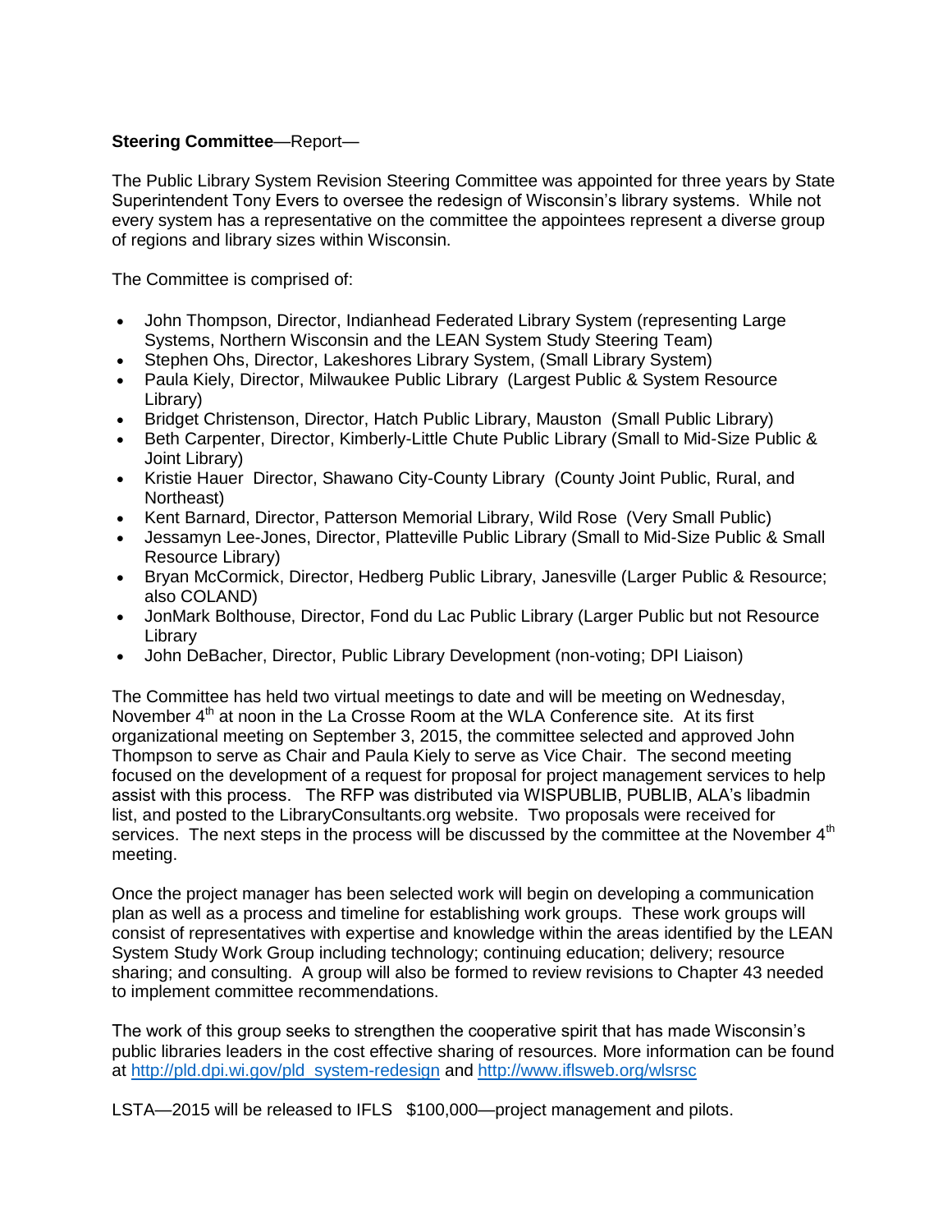**Steering Committee**—Report—

The Public Library System Revision Steering Committee was appointed for three years by State Superintendent Tony Evers to oversee the redesign of Wisconsin's library systems. While not every system has a representative on the committee the appointees represent a diverse group of regions and library sizes within Wisconsin.

The Committee is comprised of:

- John Thompson, Director, Indianhead Federated Library System (representing Large Systems, Northern Wisconsin and the LEAN System Study Steering Team)
- Stephen Ohs, Director, Lakeshores Library System, (Small Library System)
- Paula Kiely, Director, Milwaukee Public Library (Largest Public & System Resource Library)
- Bridget Christenson, Director, Hatch Public Library, Mauston (Small Public Library)
- Beth Carpenter, Director, Kimberly-Little Chute Public Library (Small to Mid-Size Public & Joint Library)
- Kristie Hauer Director, Shawano City-County Library (County Joint Public, Rural, and Northeast)
- Kent Barnard, Director, Patterson Memorial Library, Wild Rose (Very Small Public)
- Jessamyn Lee-Jones, Director, Platteville Public Library (Small to Mid-Size Public & Small Resource Library)
- Bryan McCormick, Director, Hedberg Public Library, Janesville (Larger Public & Resource; also COLAND)
- JonMark Bolthouse, Director, Fond du Lac Public Library (Larger Public but not Resource Library
- John DeBacher, Director, Public Library Development (non-voting; DPI Liaison)

The Committee has held two virtual meetings to date and will be meeting on Wednesday, November 4th at noon in the La Crosse Room at the WLA Conference site. At its first organizational meeting on September 3, 2015, the committee selected and approved John Thompson to serve as Chair and Paula Kiely to serve as Vice Chair. The second meeting focused on the development of a request for proposal for project management services to help assist with this process. The RFP was distributed via WISPUBLIB, PUBLIB, ALA's libadmin list, and posted to the LibraryConsultants.org website. Two proposals were received for services. The next steps in the process will be discussed by the committee at the November 4th meeting.

Once the project manager has been selected work will begin on developing a communication plan as well as a process and timeline for establishing work groups. These work groups will consist of representatives with expertise and knowledge within the areas identified by the LEAN System Study Work Group including technology; continuing education; delivery; resource sharing; and consulting. A group will also be formed to review revisions to Chapter 43 needed to implement committee recommendations.

The work of this group seeks to strengthen the cooperative spirit that has made Wisconsin's public libraries leaders in the cost effective sharing of resources. More information can be found at http://pld.dpi.wi.gov/pld_system-redesign and http://www.iflsweb.org/wlsrsc

LSTA—2015 will be released to IFLS $100,000—project management and pilots.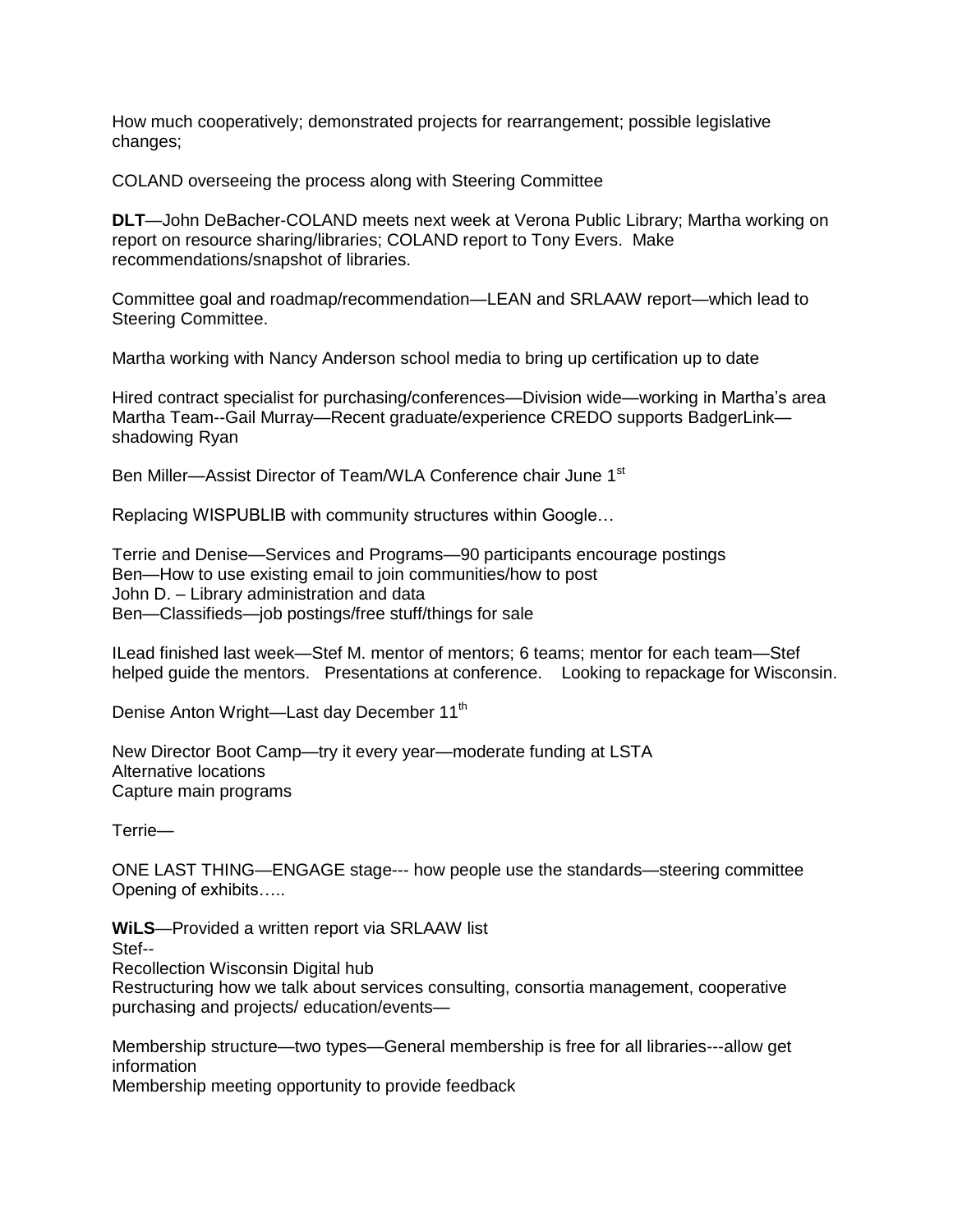How much cooperatively; demonstrated projects for rearrangement; possible legislative changes;

COLAND overseeing the process along with Steering Committee

**DLT**—John DeBacher-COLAND meets next week at Verona Public Library; Martha working on report on resource sharing/libraries; COLAND report to Tony Evers. Make recommendations/snapshot of libraries.

Committee goal and roadmap/recommendation—LEAN and SRLAAW report—which lead to Steering Committee.

Martha working with Nancy Anderson school media to bring up certification up to date

Hired contract specialist for purchasing/conferences—Division wide—working in Martha's area
Martha Team--Gail Murray—Recent graduate/experience CREDO supports BadgerLink—shadowing Ryan

Ben Miller—Assist Director of Team/WLA Conference chair June 1st

Replacing WISPUBLIB with community structures within Google…

Terrie and Denise—Services and Programs—90 participants encourage postings
Ben—How to use existing email to join communities/how to post
John D. – Library administration and data
Ben—Classifieds—job postings/free stuff/things for sale

ILead finished last week—Stef M. mentor of mentors; 6 teams; mentor for each team—Stef helped guide the mentors. Presentations at conference. Looking to repackage for Wisconsin.

Denise Anton Wright—Last day December 11th

New Director Boot Camp—try it every year—moderate funding at LSTA
Alternative locations
Capture main programs

Terrie—

ONE LAST THING—ENGAGE stage--- how people use the standards—steering committee
Opening of exhibits…..

**WiLS**—Provided a written report via SRLAAW list
Stef--
Recollection Wisconsin Digital hub
Restructuring how we talk about services consulting, consortia management, cooperative purchasing and projects/ education/events—

Membership structure—two types—General membership is free for all libraries---allow get information
Membership meeting opportunity to provide feedback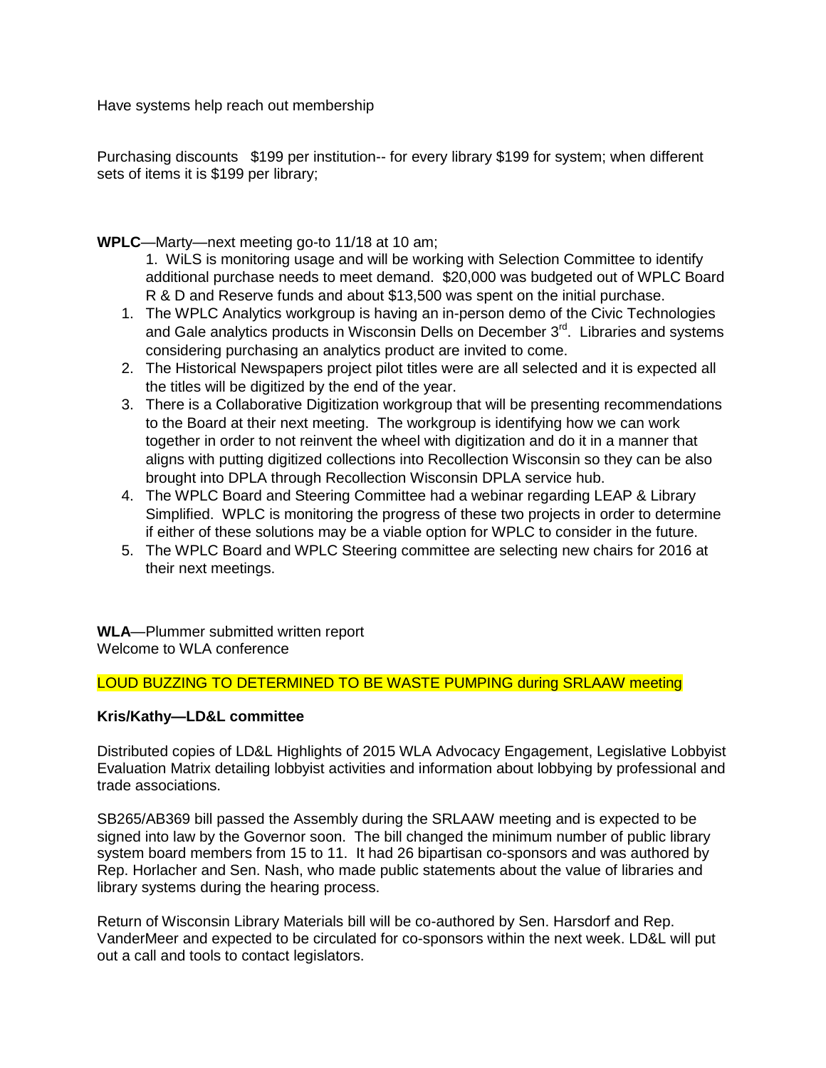Have systems help reach out membership

Purchasing discounts  $199 per institution-- for every library $199 for system; when different sets of items it is $199 per library;

**WPLC**—Marty—next meeting go-to 11/18 at 10 am;

1. WiLS is monitoring usage and will be working with Selection Committee to identify additional purchase needs to meet demand. $20,000 was budgeted out of WPLC Board R & D and Reserve funds and about $13,500 was spent on the initial purchase.

1. The WPLC Analytics workgroup is having an in-person demo of the Civic Technologies and Gale analytics products in Wisconsin Dells on December 3rd. Libraries and systems considering purchasing an analytics product are invited to come.
2. The Historical Newspapers project pilot titles were are all selected and it is expected all the titles will be digitized by the end of the year.
3. There is a Collaborative Digitization workgroup that will be presenting recommendations to the Board at their next meeting. The workgroup is identifying how we can work together in order to not reinvent the wheel with digitization and do it in a manner that aligns with putting digitized collections into Recollection Wisconsin so they can be also brought into DPLA through Recollection Wisconsin DPLA service hub.
4. The WPLC Board and Steering Committee had a webinar regarding LEAP & Library Simplified. WPLC is monitoring the progress of these two projects in order to determine if either of these solutions may be a viable option for WPLC to consider in the future.
5. The WPLC Board and WPLC Steering committee are selecting new chairs for 2016 at their next meetings.

**WLA**—Plummer submitted written report
Welcome to WLA conference

LOUD BUZZING TO DETERMINED TO BE WASTE PUMPING during SRLAAW meeting

**Kris/Kathy—LD&L committee**

Distributed copies of LD&L Highlights of 2015 WLA Advocacy Engagement, Legislative Lobbyist Evaluation Matrix detailing lobbyist activities and information about lobbying by professional and trade associations.

SB265/AB369 bill passed the Assembly during the SRLAAW meeting and is expected to be signed into law by the Governor soon. The bill changed the minimum number of public library system board members from 15 to 11. It had 26 bipartisan co-sponsors and was authored by Rep. Horlacher and Sen. Nash, who made public statements about the value of libraries and library systems during the hearing process.

Return of Wisconsin Library Materials bill will be co-authored by Sen. Harsdorf and Rep. VanderMeer and expected to be circulated for co-sponsors within the next week. LD&L will put out a call and tools to contact legislators.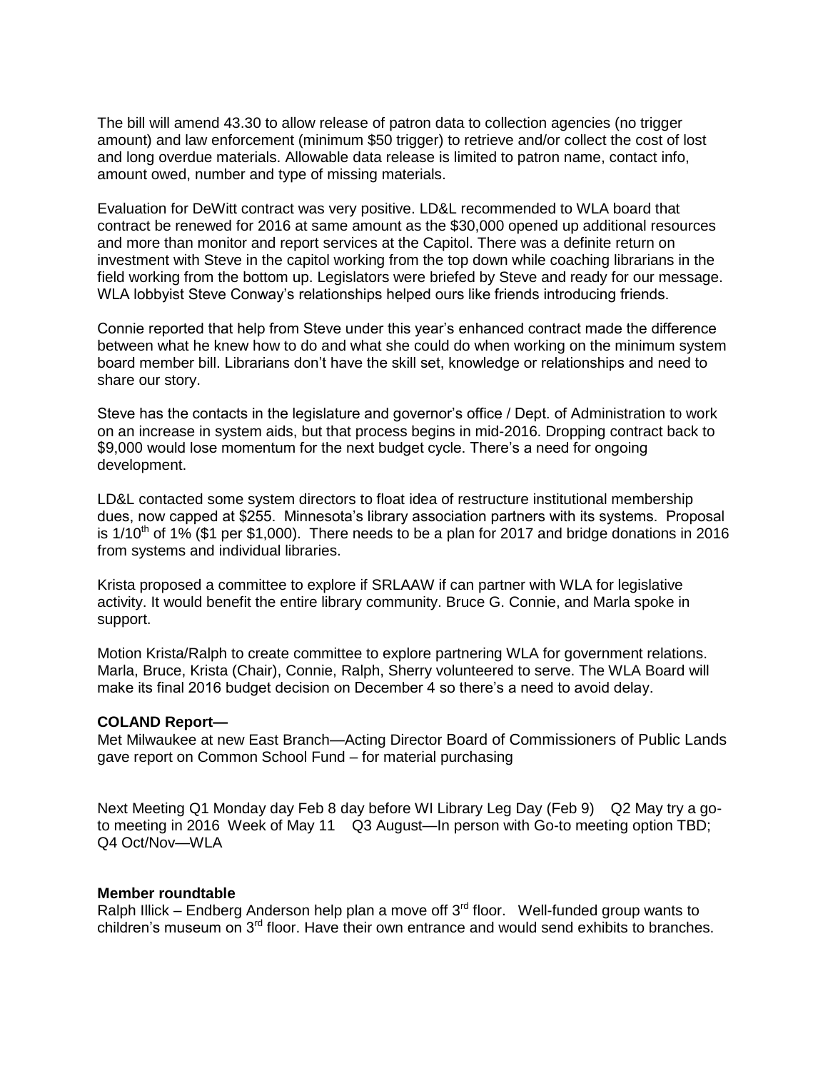The bill will amend 43.30 to allow release of patron data to collection agencies (no trigger amount) and law enforcement (minimum $50 trigger) to retrieve and/or collect the cost of lost and long overdue materials. Allowable data release is limited to patron name, contact info, amount owed, number and type of missing materials.

Evaluation for DeWitt contract was very positive. LD&L recommended to WLA board that contract be renewed for 2016 at same amount as the $30,000 opened up additional resources and more than monitor and report services at the Capitol. There was a definite return on investment with Steve in the capitol working from the top down while coaching librarians in the field working from the bottom up. Legislators were briefed by Steve and ready for our message. WLA lobbyist Steve Conway's relationships helped ours like friends introducing friends.

Connie reported that help from Steve under this year's enhanced contract made the difference between what he knew how to do and what she could do when working on the minimum system board member bill. Librarians don't have the skill set, knowledge or relationships and need to share our story.

Steve has the contacts in the legislature and governor's office / Dept. of Administration to work on an increase in system aids, but that process begins in mid-2016. Dropping contract back to $9,000 would lose momentum for the next budget cycle. There's a need for ongoing development.

LD&L contacted some system directors to float idea of restructure institutional membership dues, now capped at $255. Minnesota's library association partners with its systems. Proposal is 1/10th of 1% ($1 per $1,000). There needs to be a plan for 2017 and bridge donations in 2016 from systems and individual libraries.

Krista proposed a committee to explore if SRLAAW if can partner with WLA for legislative activity. It would benefit the entire library community. Bruce G. Connie, and Marla spoke in support.

Motion Krista/Ralph to create committee to explore partnering WLA for government relations. Marla, Bruce, Krista (Chair), Connie, Ralph, Sherry volunteered to serve. The WLA Board will make its final 2016 budget decision on December 4 so there's a need to avoid delay.

**COLAND Report—**

Met Milwaukee at new East Branch—Acting Director Board of Commissioners of Public Lands gave report on Common School Fund – for material purchasing

Next Meeting Q1 Monday day Feb 8 day before WI Library Leg Day (Feb 9) Q2 May try a go-to meeting in 2016 Week of May 11 Q3 August—In person with Go-to meeting option TBD; Q4 Oct/Nov—WLA

**Member roundtable**

Ralph Illick – Endberg Anderson help plan a move off 3rd floor. Well-funded group wants to children's museum on 3rd floor. Have their own entrance and would send exhibits to branches.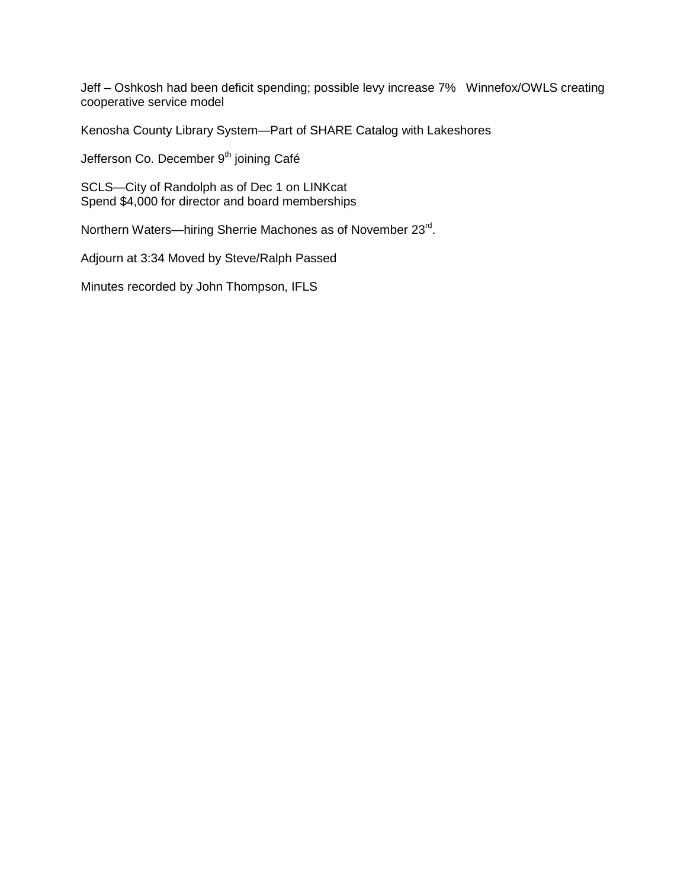Jeff – Oshkosh had been deficit spending; possible levy increase 7%   Winnefox/OWLS creating cooperative service model

Kenosha County Library System—Part of SHARE Catalog with Lakeshores

Jefferson Co. December 9th joining Café

SCLS—City of Randolph as of Dec 1 on LINKcat
Spend $4,000 for director and board memberships

Northern Waters—hiring Sherrie Machones as of November 23rd.

Adjourn at 3:34 Moved by Steve/Ralph Passed

Minutes recorded by John Thompson, IFLS